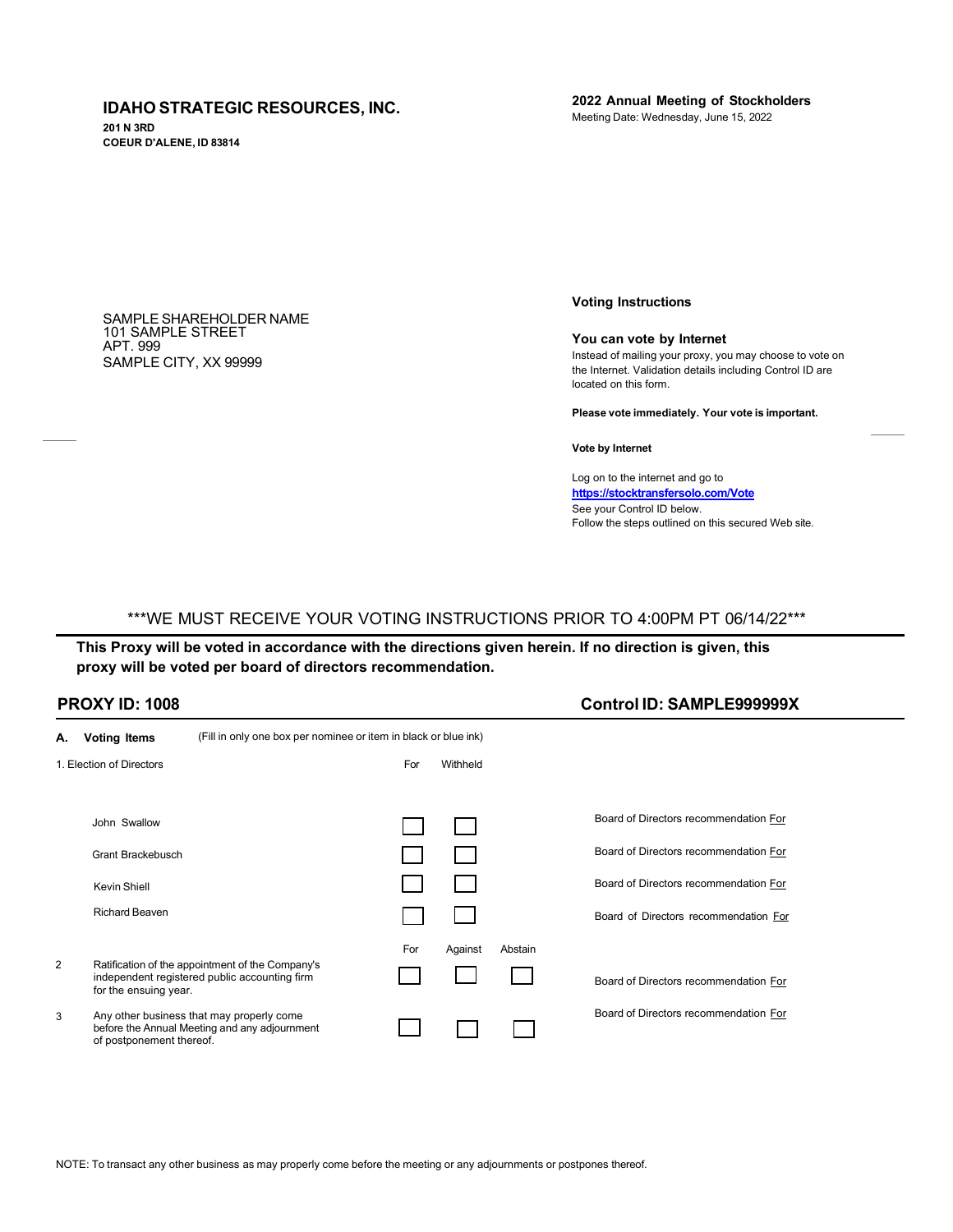**IDAHO STRATEGIC RESOURCES, INC.**
**201 N 3RD**
**COEUR D'ALENE, ID 83814**

**2022 Annual Meeting of Stockholders**
Meeting Date: Wednesday, June 15, 2022

SAMPLE SHAREHOLDER NAME
101 SAMPLE STREET
APT. 999
SAMPLE CITY, XX 99999

**Voting Instructions**

**You can vote by Internet**
Instead of mailing your proxy, you may choose to vote on the Internet. Validation details including Control ID are located on this form.

**Please vote immediately. Your vote is important.**

**Vote by Internet**

Log on to the internet and go to
**https://stocktransfersolo.com/Vote**
See your Control ID below.
Follow the steps outlined on this secured Web site.

***WE MUST RECEIVE YOUR VOTING INSTRUCTIONS PRIOR TO 4:00PM PT 06/14/22***

**This Proxy will be voted in accordance with the directions given herein. If no direction is given, this proxy will be voted per board of directors recommendation.**

**PROXY ID: 1008** **Control ID: SAMPLE999999X**

**A. Voting Items** (Fill in only one box per nominee or item in black or blue ink)

| 1. Election of Directors | For | Withheld | | |
|---|---|---|---|---|
| John Swallow | ☐ | ☐ | | Board of Directors recommendation For |
| Grant Brackebusch | ☐ | ☐ | | Board of Directors recommendation For |
| Kevin Shiell | ☐ | ☐ | | Board of Directors recommendation For |
| Richard Beaven | ☐ | ☐ | | Board of Directors recommendation For |

| | For | Against | Abstain | |
|---|---|---|---|---|
| 2 Ratification of the appointment of the Company's independent registered public accounting firm for the ensuing year. | ☐ | ☐ | ☐ | Board of Directors recommendation For |
| 3 Any other business that may properly come before the Annual Meeting and any adjournment of postponement thereof. | ☐ | ☐ | ☐ | Board of Directors recommendation For |

NOTE: To transact any other business as may properly come before the meeting or any adjournments or postpones thereof.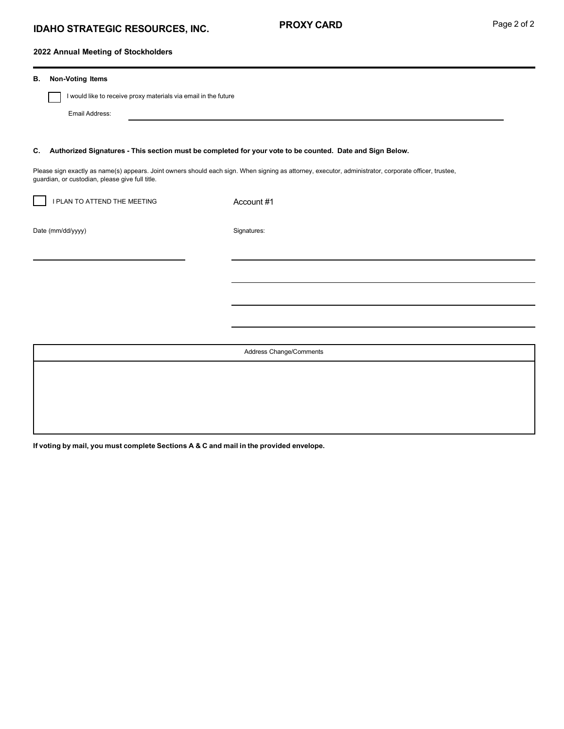# IDAHO STRATEGIC RESOURCES, INC.

**PROXY CARD**

**2022 Annual Meeting of Stockholders**

**B. Non-Voting Items**

☐ I would like to receive proxy materials via email in the future

Email Address: ______________________________

**C. Authorized Signatures - This section must be completed for your vote to be counted. Date and Sign Below.**

Please sign exactly as name(s) appears. Joint owners should each sign. When signing as attorney, executor, administrator, corporate officer, trustee, guardian, or custodian, please give full title.

☐ I PLAN TO ATTEND THE MEETING

Account #1

Date (mm/dd/yyyy)

______________________________

Signatures:

______________________________

______________________________

______________________________

______________________________

| Address Change/Comments |
| --- |
| |

**If voting by mail, you must complete Sections A & C and mail in the provided envelope.**